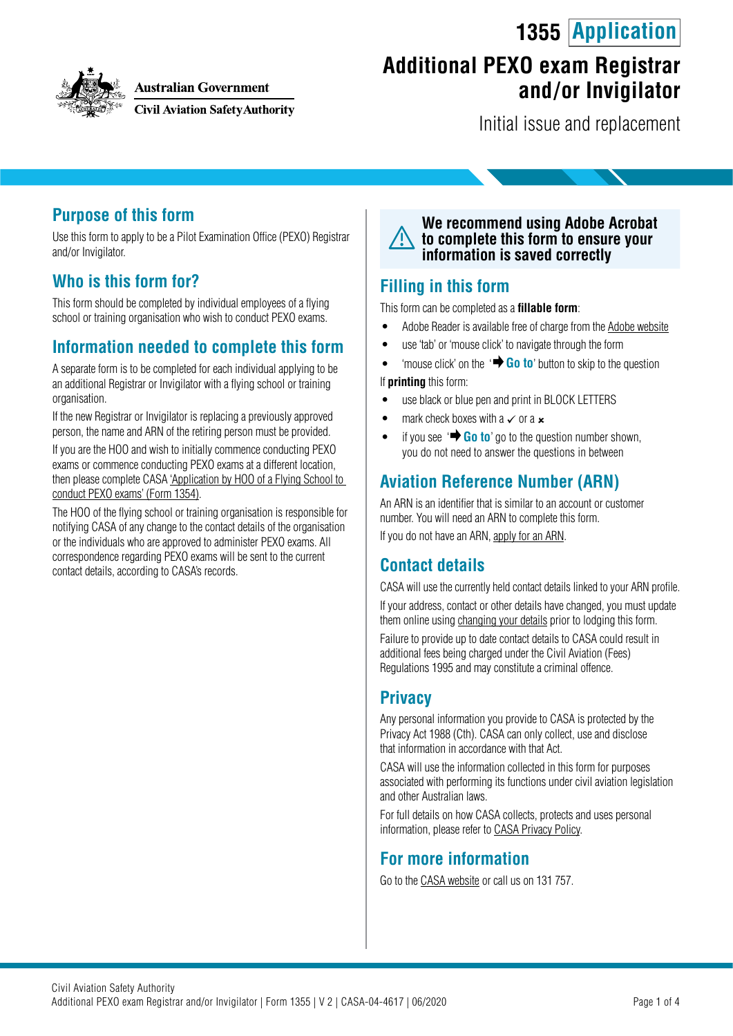**1355 Application**

# Additional PEXO exam Registrar and/or Invigilator

Initial issue and replacement

Australian Government
Civil Aviation Safety Authority

## Purpose of this form

Use this form to apply to be a Pilot Examination Office (PEXO) Registrar and/or Invigilator.

## Who is this form for?

This form should be completed by individual employees of a flying school or training organisation who wish to conduct PEXO exams.

## Information needed to complete this form

A separate form is to be completed for each individual applying to be an additional Registrar or Invigilator with a flying school or training organisation.

If the new Registrar or Invigilator is replacing a previously approved person, the name and ARN of the retiring person must be provided.

If you are the HOO and wish to initially commence conducting PEXO exams or commence conducting PEXO exams at a different location, then please complete CASA 'Application by HOO of a Flying School to conduct PEXO exams' (Form 1354).

The HOO of the flying school or training organisation is responsible for notifying CASA of any change to the contact details of the organisation or the individuals who are approved to administer PEXO exams. All correspondence regarding PEXO exams will be sent to the current contact details, according to CASA's records.

**We recommend using Adobe Acrobat to complete this form to ensure your information is saved correctly**

## Filling in this form

This form can be completed as a **fillable form**:

- Adobe Reader is available free of charge from the Adobe website
- use 'tab' or 'mouse click' to navigate through the form
- 'mouse click' on the '➡ Go to' button to skip to the question

If **printing** this form:

- use black or blue pen and print in BLOCK LETTERS
- mark check boxes with a ✓ or a ×
- if you see '➡ Go to' go to the question number shown, you do not need to answer the questions in between

## Aviation Reference Number (ARN)

An ARN is an identifier that is similar to an account or customer number. You will need an ARN to complete this form.

If you do not have an ARN, apply for an ARN.

## Contact details

CASA will use the currently held contact details linked to your ARN profile.

If your address, contact or other details have changed, you must update them online using changing your details prior to lodging this form.

Failure to provide up to date contact details to CASA could result in additional fees being charged under the Civil Aviation (Fees) Regulations 1995 and may constitute a criminal offence.

## Privacy

Any personal information you provide to CASA is protected by the Privacy Act 1988 (Cth). CASA can only collect, use and disclose that information in accordance with that Act.

CASA will use the information collected in this form for purposes associated with performing its functions under civil aviation legislation and other Australian laws.

For full details on how CASA collects, protects and uses personal information, please refer to CASA Privacy Policy.

## For more information

Go to the CASA website or call us on 131 757.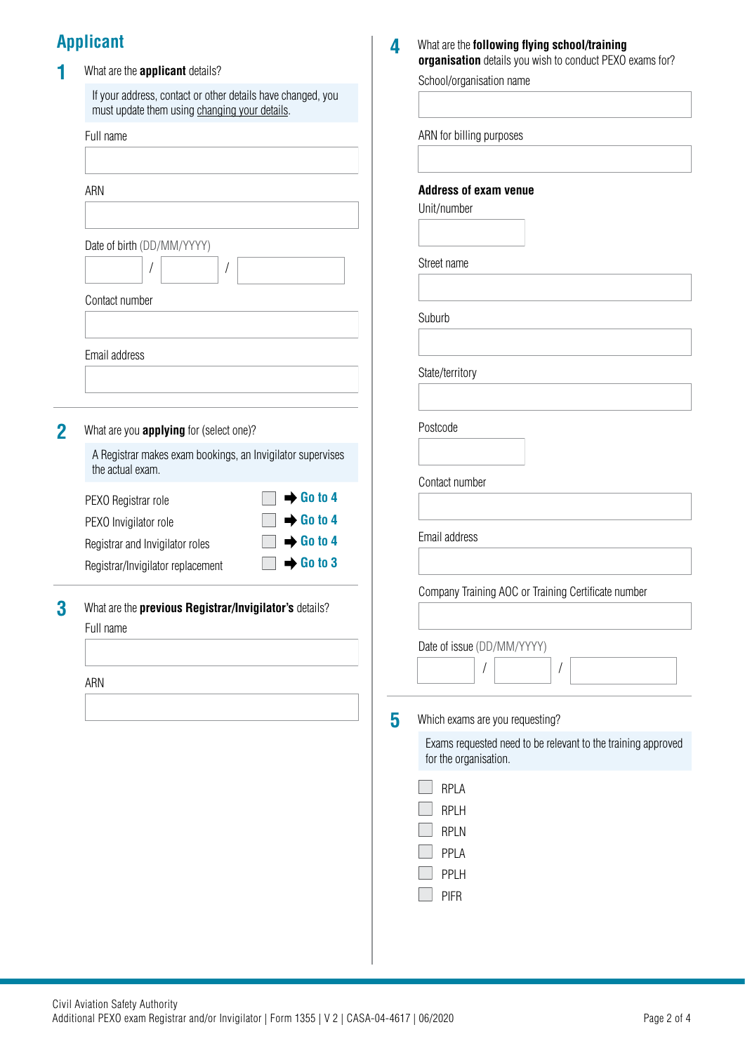## Applicant

**1** What are the **applicant** details?

> If your address, contact or other details have changed, you must update them using changing your details.

Full name

ARN

Date of birth (DD/MM/YYYY)

 /  / 

Contact number

Email address

**2** What are you **applying** for (select one)?

> A Registrar makes exam bookings, an Invigilator supervises the actual exam.

- PEXO Registrar role ☐ ➡ Go to 4
- PEXO Invigilator role ☐ ➡ Go to 4
- Registrar and Invigilator roles ☐ ➡ Go to 4
- Registrar/Invigilator replacement ☐ ➡ Go to 3

**3** What are the **previous Registrar/Invigilator's** details?

Full name

ARN

**4** What are the **following flying school/training organisation** details you wish to conduct PEXO exams for?

School/organisation name

ARN for billing purposes

**Address of exam venue**

Unit/number

Street name

Suburb

State/territory

Postcode

Contact number

Email address

Company Training AOC or Training Certificate number

Date of issue (DD/MM/YYYY)

 /  / 

**5** Which exams are you requesting?

> Exams requested need to be relevant to the training approved for the organisation.

- ☐ RPLA
- ☐ RPLH
- ☐ RPLN
- ☐ PPLA
- ☐ PPLH
- ☐ PIFR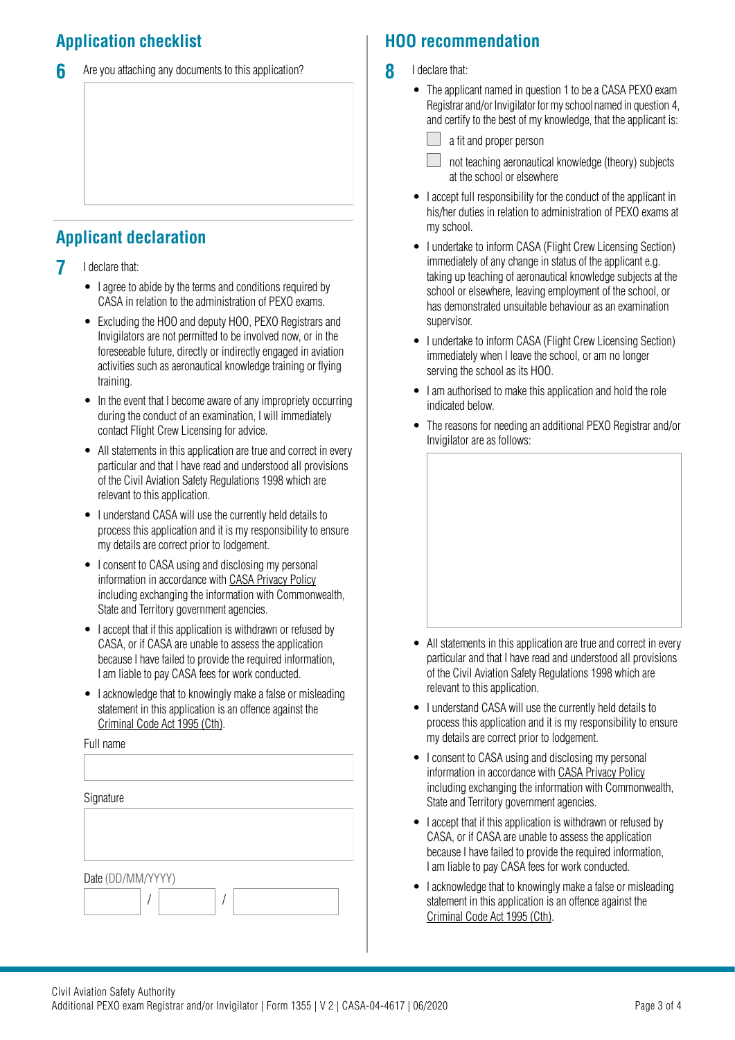## Application checklist

**6** Are you attaching any documents to this application?

## Applicant declaration

**7** I declare that:

- I agree to abide by the terms and conditions required by CASA in relation to the administration of PEXO exams.
- Excluding the HOO and deputy HOO, PEXO Registrars and Invigilators are not permitted to be involved now, or in the foreseeable future, directly or indirectly engaged in aviation activities such as aeronautical knowledge training or flying training.
- In the event that I become aware of any impropriety occurring during the conduct of an examination, I will immediately contact Flight Crew Licensing for advice.
- All statements in this application are true and correct in every particular and that I have read and understood all provisions of the Civil Aviation Safety Regulations 1998 which are relevant to this application.
- I understand CASA will use the currently held details to process this application and it is my responsibility to ensure my details are correct prior to lodgement.
- I consent to CASA using and disclosing my personal information in accordance with CASA Privacy Policy including exchanging the information with Commonwealth, State and Territory government agencies.
- I accept that if this application is withdrawn or refused by CASA, or if CASA are unable to assess the application because I have failed to provide the required information, I am liable to pay CASA fees for work conducted.
- I acknowledge that to knowingly make a false or misleading statement in this application is an offence against the Criminal Code Act 1995 (Cth).

Full name

Signature

Date (DD/MM/YYYY) ___ / ___ / ______

## HOO recommendation

**8** I declare that:

- The applicant named in question 1 to be a CASA PEXO exam Registrar and/or Invigilator for my school named in question 4, and certify to the best of my knowledge, that the applicant is:
  - ☐ a fit and proper person
  - ☐ not teaching aeronautical knowledge (theory) subjects at the school or elsewhere
- I accept full responsibility for the conduct of the applicant in his/her duties in relation to administration of PEXO exams at my school.
- I undertake to inform CASA (Flight Crew Licensing Section) immediately of any change in status of the applicant e.g. taking up teaching of aeronautical knowledge subjects at the school or elsewhere, leaving employment of the school, or has demonstrated unsuitable behaviour as an examination supervisor.
- I undertake to inform CASA (Flight Crew Licensing Section) immediately when I leave the school, or am no longer serving the school as its HOO.
- I am authorised to make this application and hold the role indicated below.
- The reasons for needing an additional PEXO Registrar and/or Invigilator are as follows:
- All statements in this application are true and correct in every particular and that I have read and understood all provisions of the Civil Aviation Safety Regulations 1998 which are relevant to this application.
- I understand CASA will use the currently held details to process this application and it is my responsibility to ensure my details are correct prior to lodgement.
- I consent to CASA using and disclosing my personal information in accordance with CASA Privacy Policy including exchanging the information with Commonwealth, State and Territory government agencies.
- I accept that if this application is withdrawn or refused by CASA, or if CASA are unable to assess the application because I have failed to provide the required information, I am liable to pay CASA fees for work conducted.
- I acknowledge that to knowingly make a false or misleading statement in this application is an offence against the Criminal Code Act 1995 (Cth).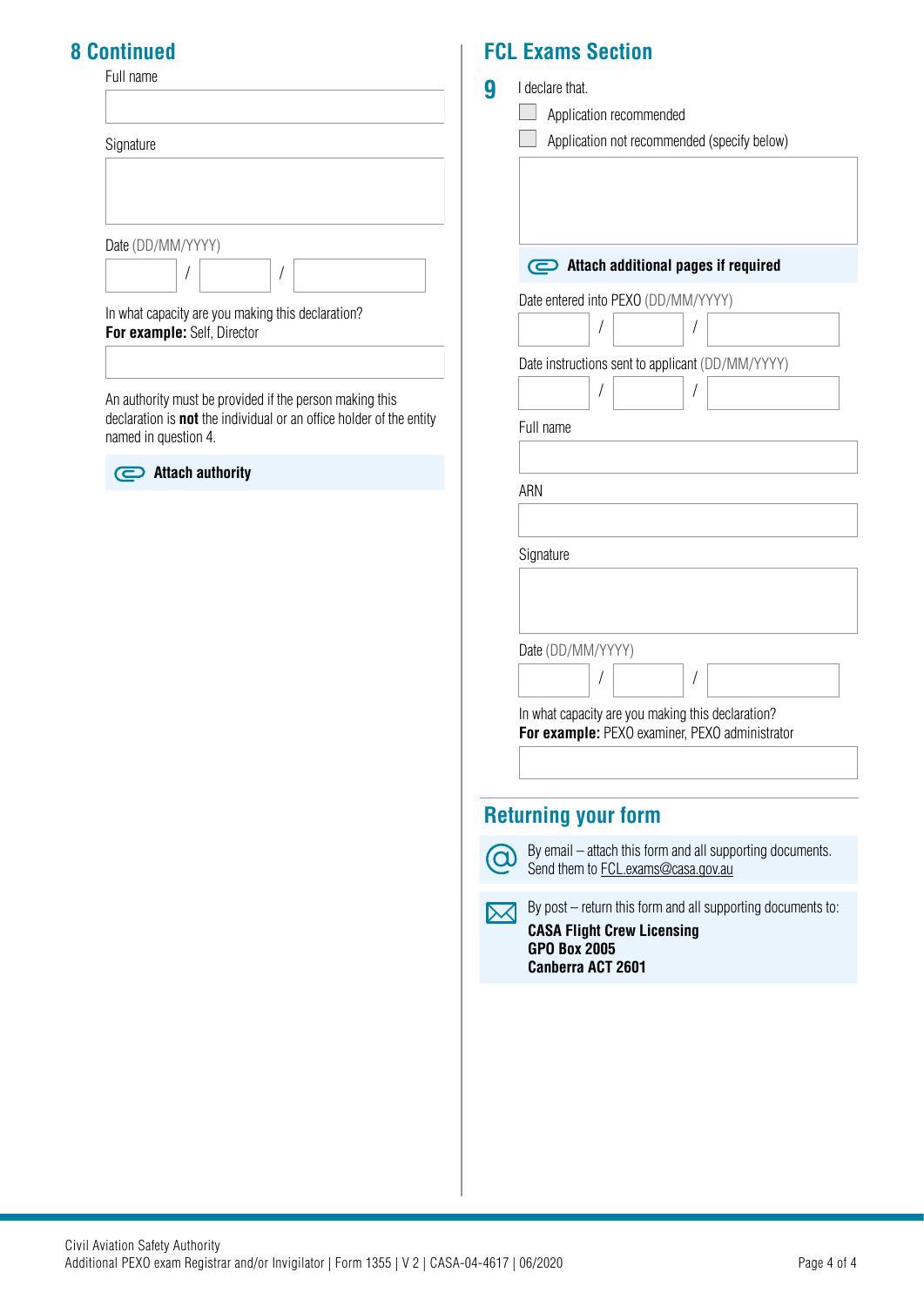## 8 Continued

Full name

Signature

Date (DD/MM/YYYY)

/ /

In what capacity are you making this declaration?
**For example:** Self, Director

An authority must be provided if the person making this declaration is **not** the individual or an office holder of the entity named in question 4.

**Attach authority**

## FCL Exams Section

**9** I declare that.

- ☐ Application recommended
- ☐ Application not recommended (specify below)

**Attach additional pages if required**

Date entered into PEXO (DD/MM/YYYY)

/ /

Date instructions sent to applicant (DD/MM/YYYY)

/ /

Full name

ARN

Signature

Date (DD/MM/YYYY)

/ /

In what capacity are you making this declaration?
**For example:** PEXO examiner, PEXO administrator

## Returning your form

By email – attach this form and all supporting documents.
Send them to FCL.exams@casa.gov.au

By post – return this form and all supporting documents to:
**CASA Flight Crew Licensing**
**GPO Box 2005**
**Canberra ACT 2601**